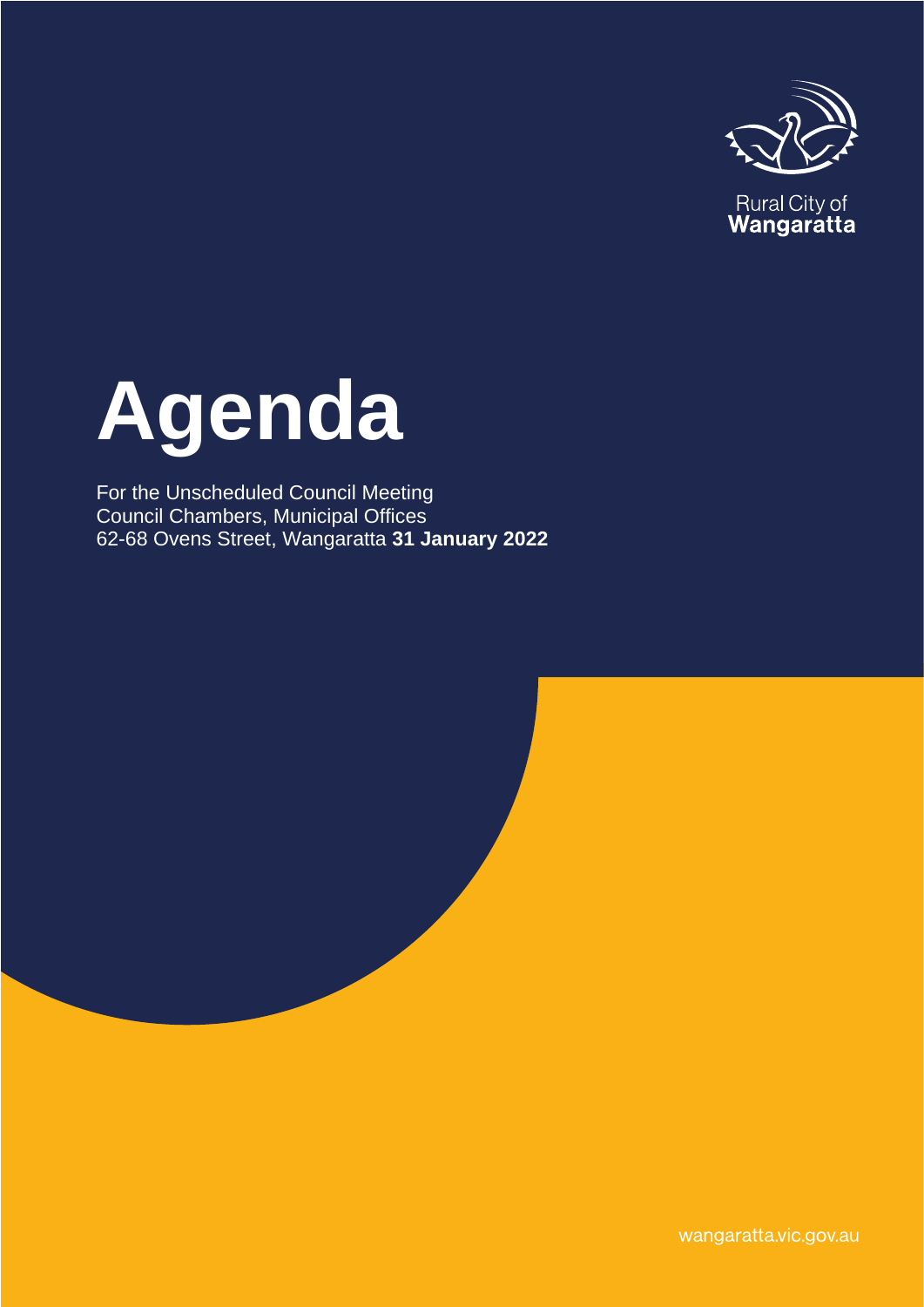Rural City of
**Wangaratta**

# Agenda

For the Unscheduled Council Meeting
Council Chambers, Municipal Offices
62-68 Ovens Street, Wangaratta **31 January 2022**

wangaratta.vic.gov.au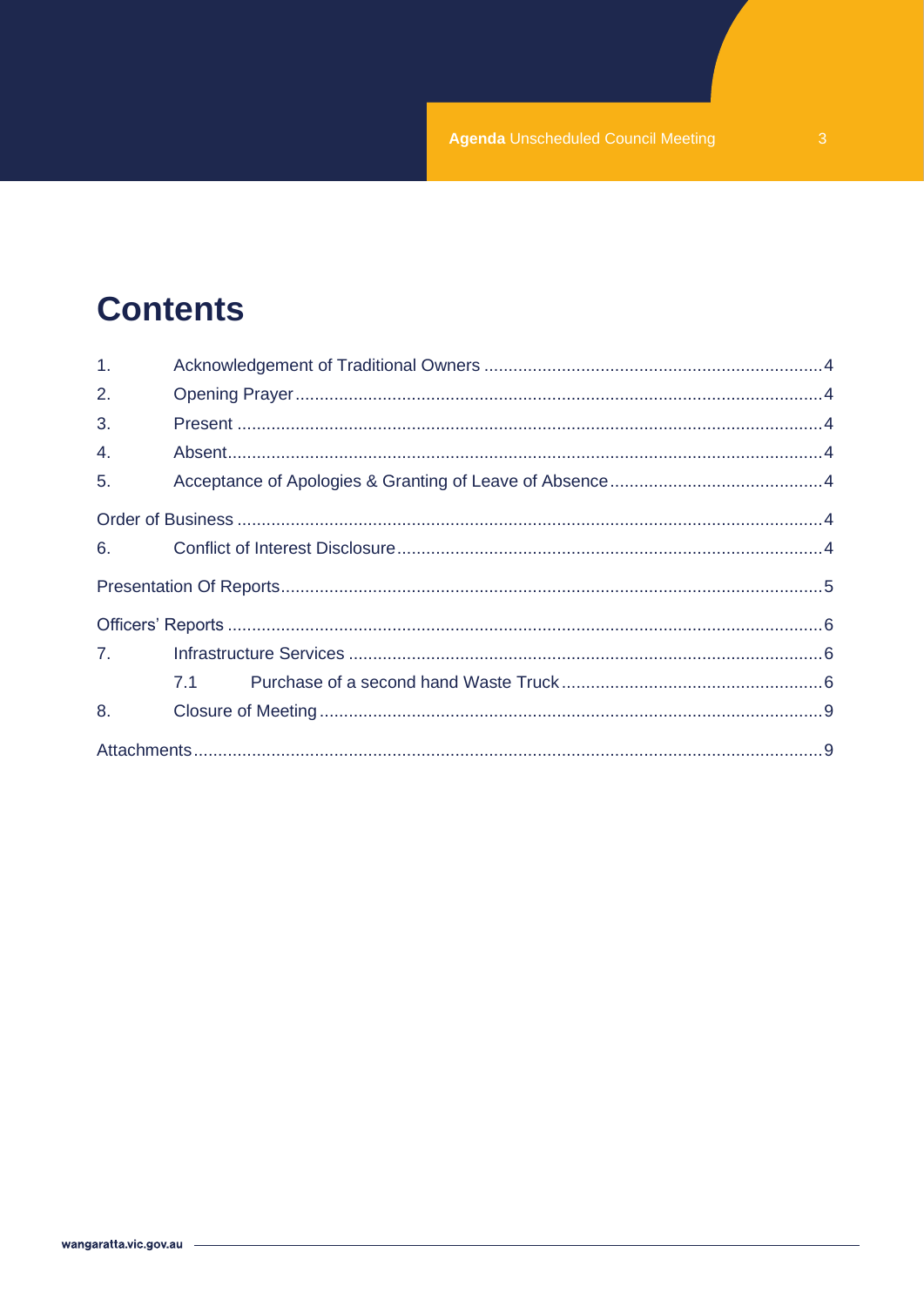# Contents

1. Acknowledgement of Traditional Owners ....................................................................4
2. Opening Prayer ....................................................................................................4
3. Present ................................................................................................................4
4. Absent .................................................................................................................4
5. Acceptance of Apologies & Granting of Leave of Absence ...........................................4

Order of Business ......................................................................................................4

6. Conflict of Interest Disclosure ...............................................................................4

Presentation Of Reports ..............................................................................................5

Officers' Reports .........................................................................................................6

7. Infrastructure Services .........................................................................................6
   - 7.1 Purchase of a second hand Waste Truck .....................................................6
8. Closure of Meeting ...............................................................................................9

Attachments ...............................................................................................................9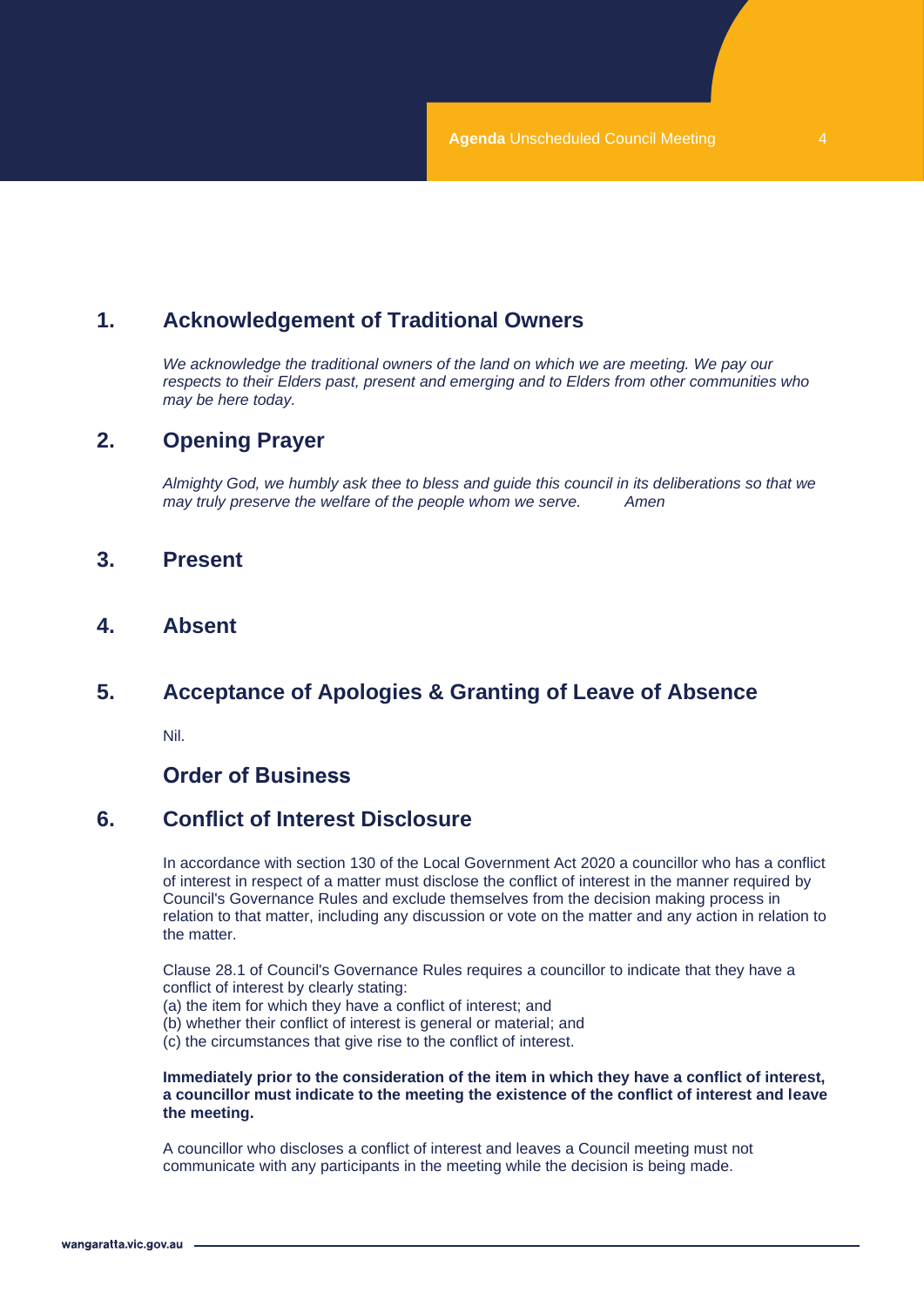## 1. Acknowledgement of Traditional Owners

*We acknowledge the traditional owners of the land on which we are meeting. We pay our respects to their Elders past, present and emerging and to Elders from other communities who may be here today.*

## 2. Opening Prayer

*Almighty God, we humbly ask thee to bless and guide this council in its deliberations so that we may truly preserve the welfare of the people whom we serve. Amen*

## 3. Present

## 4. Absent

## 5. Acceptance of Apologies & Granting of Leave of Absence

Nil.

## Order of Business

## 6. Conflict of Interest Disclosure

In accordance with section 130 of the Local Government Act 2020 a councillor who has a conflict of interest in respect of a matter must disclose the conflict of interest in the manner required by Council's Governance Rules and exclude themselves from the decision making process in relation to that matter, including any discussion or vote on the matter and any action in relation to the matter.

Clause 28.1 of Council's Governance Rules requires a councillor to indicate that they have a conflict of interest by clearly stating:
(a) the item for which they have a conflict of interest; and
(b) whether their conflict of interest is general or material; and
(c) the circumstances that give rise to the conflict of interest.

**Immediately prior to the consideration of the item in which they have a conflict of interest, a councillor must indicate to the meeting the existence of the conflict of interest and leave the meeting.**

A councillor who discloses a conflict of interest and leaves a Council meeting must not communicate with any participants in the meeting while the decision is being made.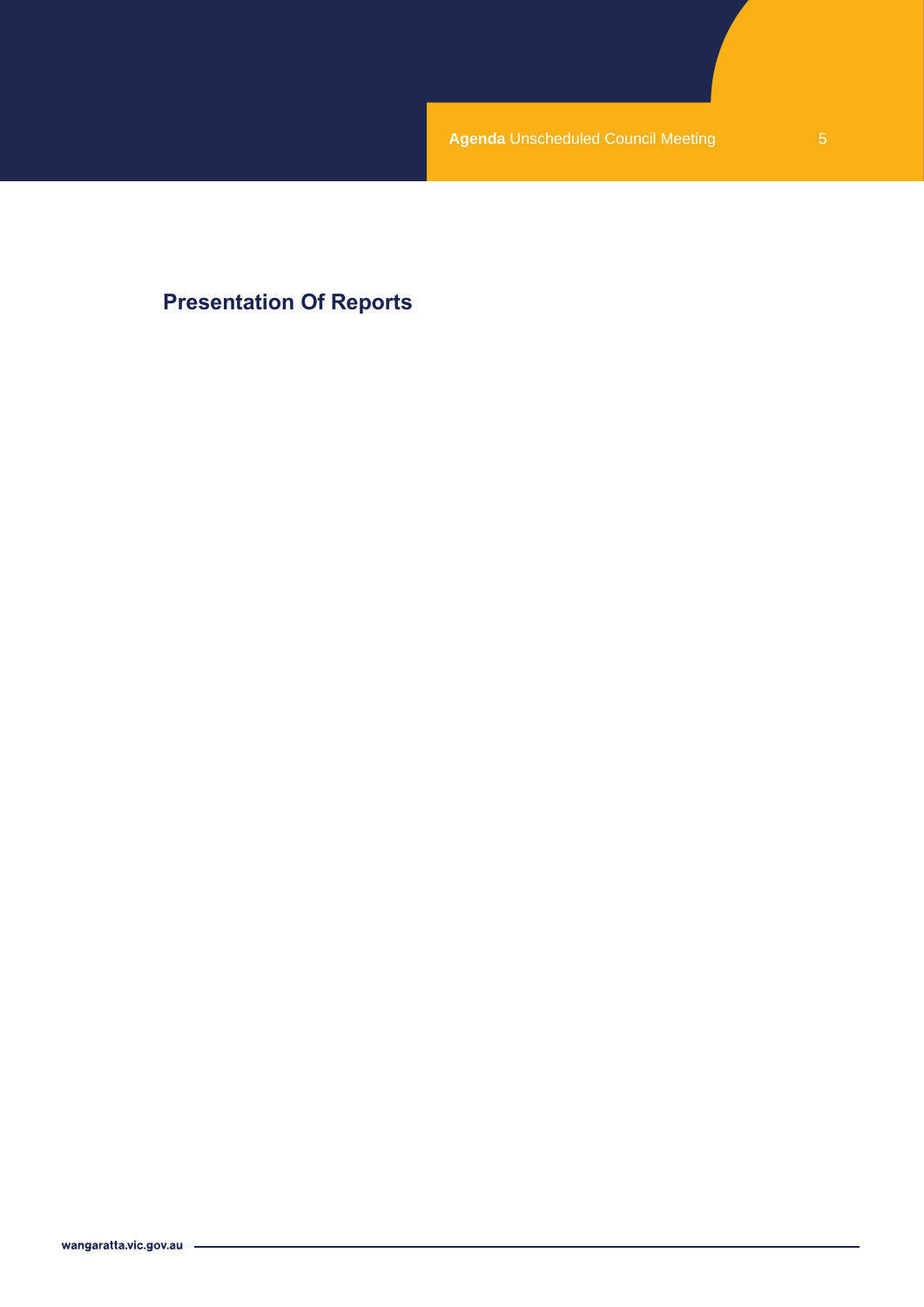## Presentation Of Reports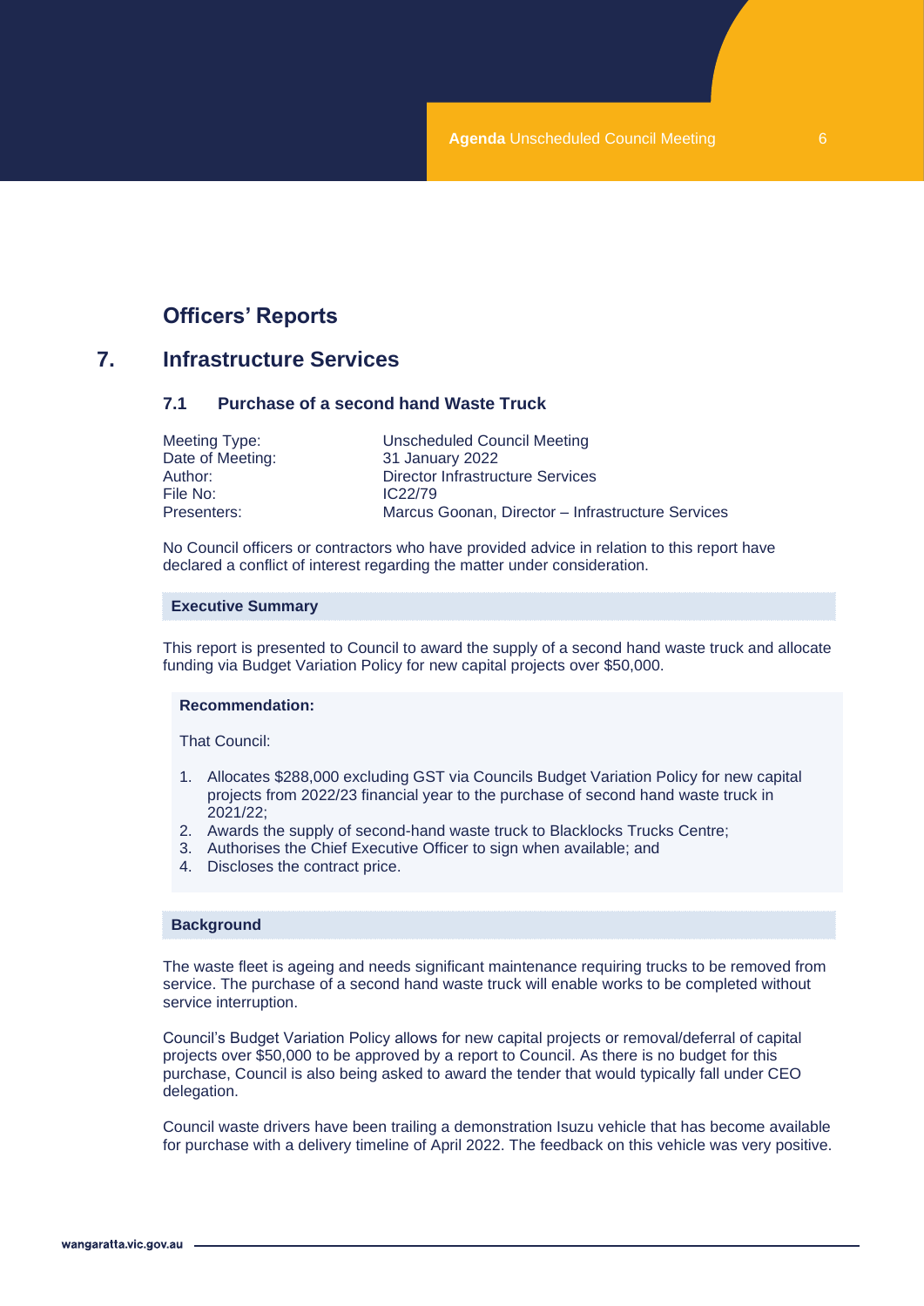## Officers' Reports

# 7. Infrastructure Services

### 7.1 Purchase of a second hand Waste Truck

| | |
|---|---|
| Meeting Type: | Unscheduled Council Meeting |
| Date of Meeting: | 31 January 2022 |
| Author: | Director Infrastructure Services |
| File No: | IC22/79 |
| Presenters: | Marcus Goonan, Director – Infrastructure Services |

No Council officers or contractors who have provided advice in relation to this report have declared a conflict of interest regarding the matter under consideration.

**Executive Summary**

This report is presented to Council to award the supply of a second hand waste truck and allocate funding via Budget Variation Policy for new capital projects over $50,000.

**Recommendation:**

That Council:

1. Allocates $288,000 excluding GST via Councils Budget Variation Policy for new capital projects from 2022/23 financial year to the purchase of second hand waste truck in 2021/22;
2. Awards the supply of second-hand waste truck to Blacklocks Trucks Centre;
3. Authorises the Chief Executive Officer to sign when available; and
4. Discloses the contract price.

**Background**

The waste fleet is ageing and needs significant maintenance requiring trucks to be removed from service. The purchase of a second hand waste truck will enable works to be completed without service interruption.

Council's Budget Variation Policy allows for new capital projects or removal/deferral of capital projects over $50,000 to be approved by a report to Council. As there is no budget for this purchase, Council is also being asked to award the tender that would typically fall under CEO delegation.

Council waste drivers have been trailing a demonstration Isuzu vehicle that has become available for purchase with a delivery timeline of April 2022. The feedback on this vehicle was very positive.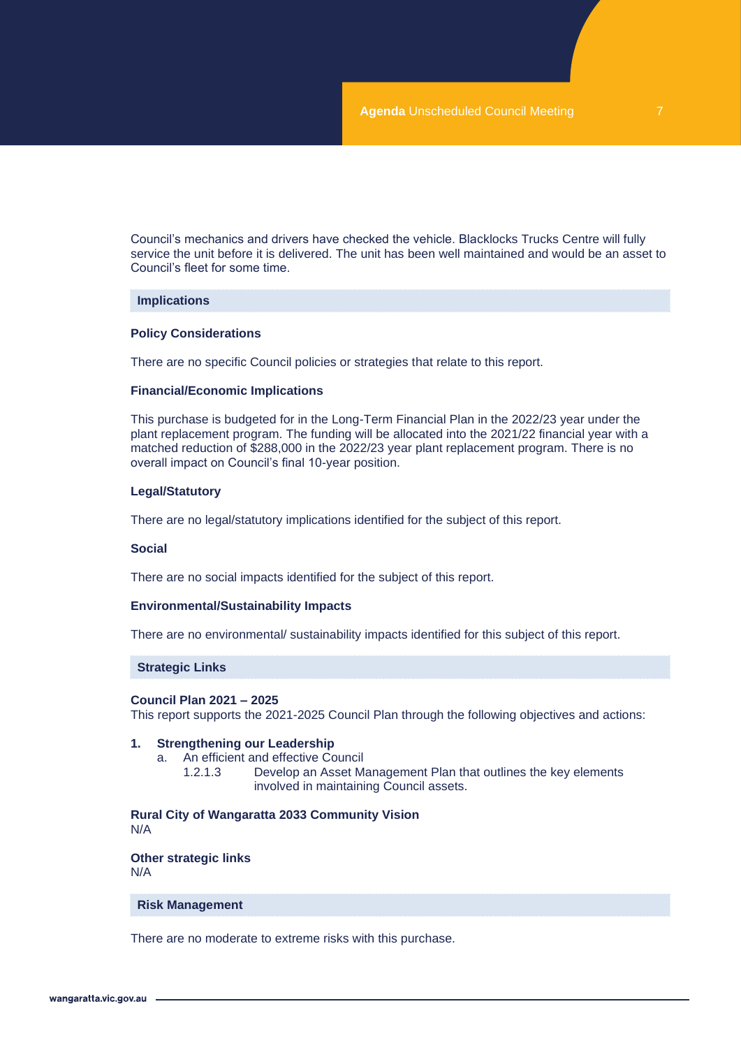Council's mechanics and drivers have checked the vehicle. Blacklocks Trucks Centre will fully service the unit before it is delivered. The unit has been well maintained and would be an asset to Council's fleet for some time.

## Implications

### Policy Considerations

There are no specific Council policies or strategies that relate to this report.

### Financial/Economic Implications

This purchase is budgeted for in the Long-Term Financial Plan in the 2022/23 year under the plant replacement program. The funding will be allocated into the 2021/22 financial year with a matched reduction of $288,000 in the 2022/23 year plant replacement program. There is no overall impact on Council's final 10-year position.

### Legal/Statutory

There are no legal/statutory implications identified for the subject of this report.

### Social

There are no social impacts identified for the subject of this report.

### Environmental/Sustainability Impacts

There are no environmental/ sustainability impacts identified for this subject of this report.

## Strategic Links

**Council Plan 2021 – 2025**
This report supports the 2021-2025 Council Plan through the following objectives and actions:

1. **Strengthening our Leadership**
   a. An efficient and effective Council
      1.2.1.3 Develop an Asset Management Plan that outlines the key elements involved in maintaining Council assets.

**Rural City of Wangaratta 2033 Community Vision**
N/A

**Other strategic links**
N/A

## Risk Management

There are no moderate to extreme risks with this purchase.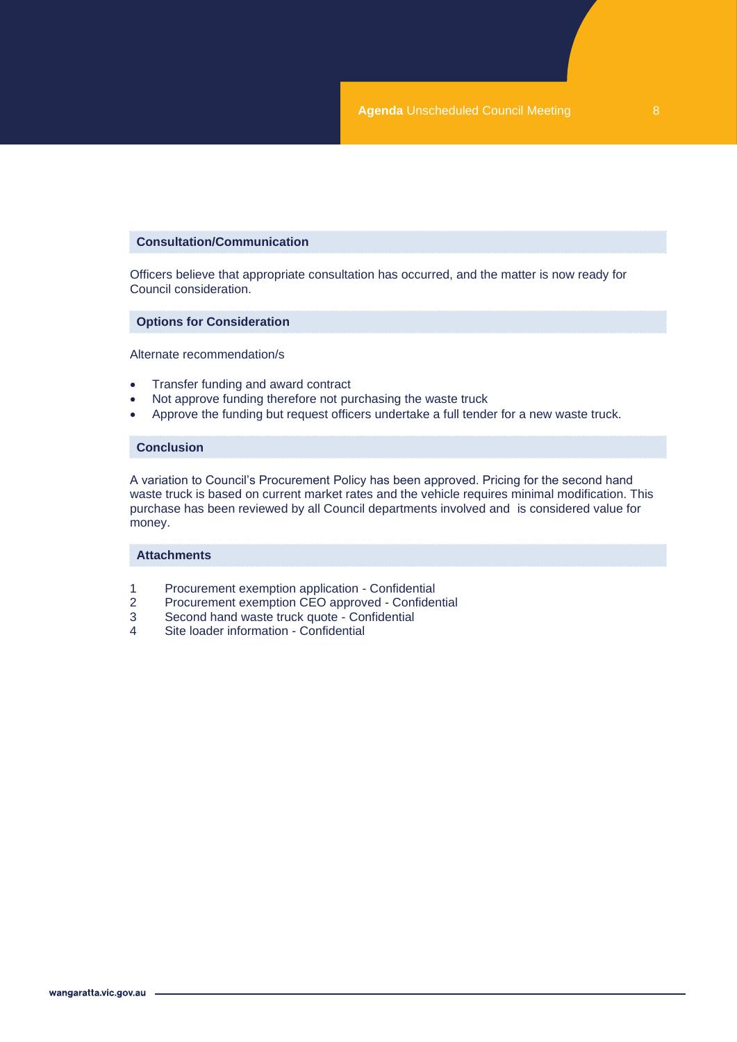## Consultation/Communication

Officers believe that appropriate consultation has occurred, and the matter is now ready for Council consideration.

## Options for Consideration

Alternate recommendation/s

- Transfer funding and award contract
- Not approve funding therefore not purchasing the waste truck
- Approve the funding but request officers undertake a full tender for a new waste truck.

## Conclusion

A variation to Council's Procurement Policy has been approved. Pricing for the second hand waste truck is based on current market rates and the vehicle requires minimal modification. This purchase has been reviewed by all Council departments involved and is considered value for money.

## Attachments

1. Procurement exemption application - Confidential
2. Procurement exemption CEO approved - Confidential
3. Second hand waste truck quote - Confidential
4. Site loader information - Confidential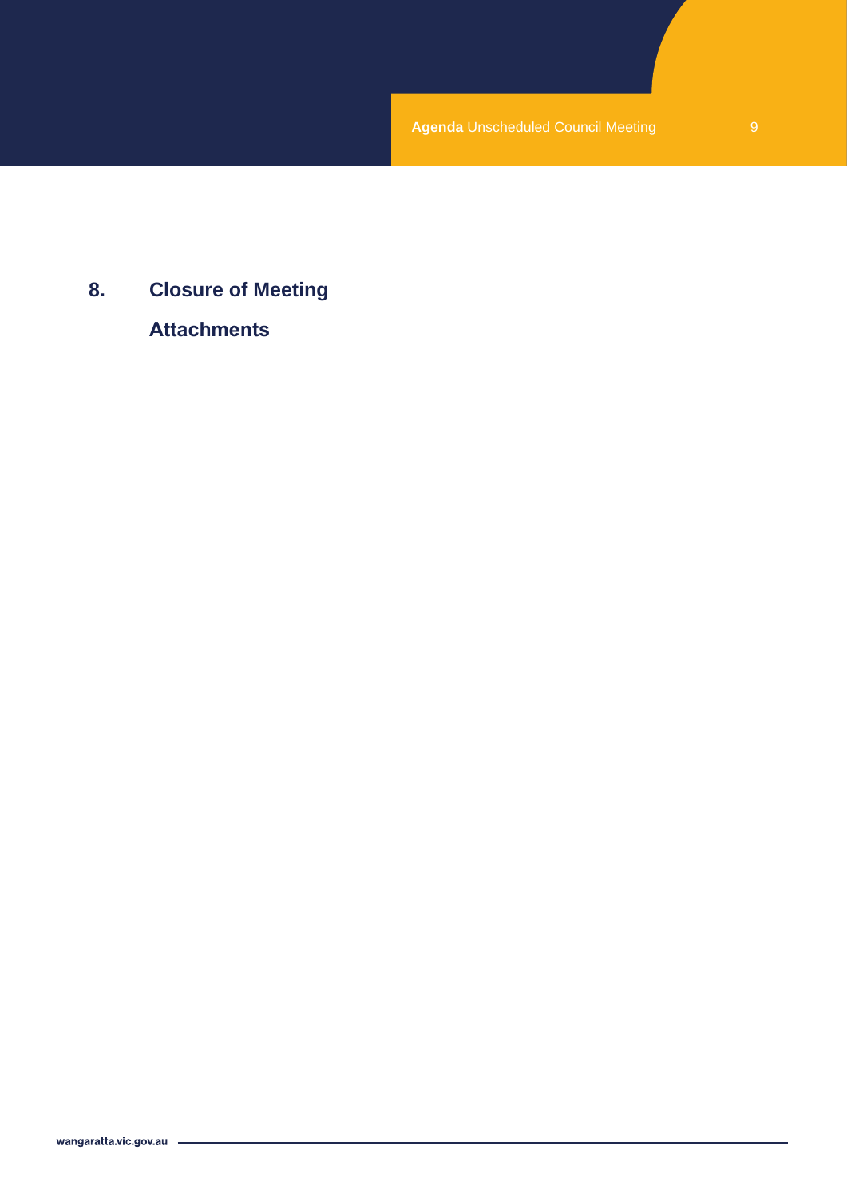## 8. Closure of Meeting

## Attachments